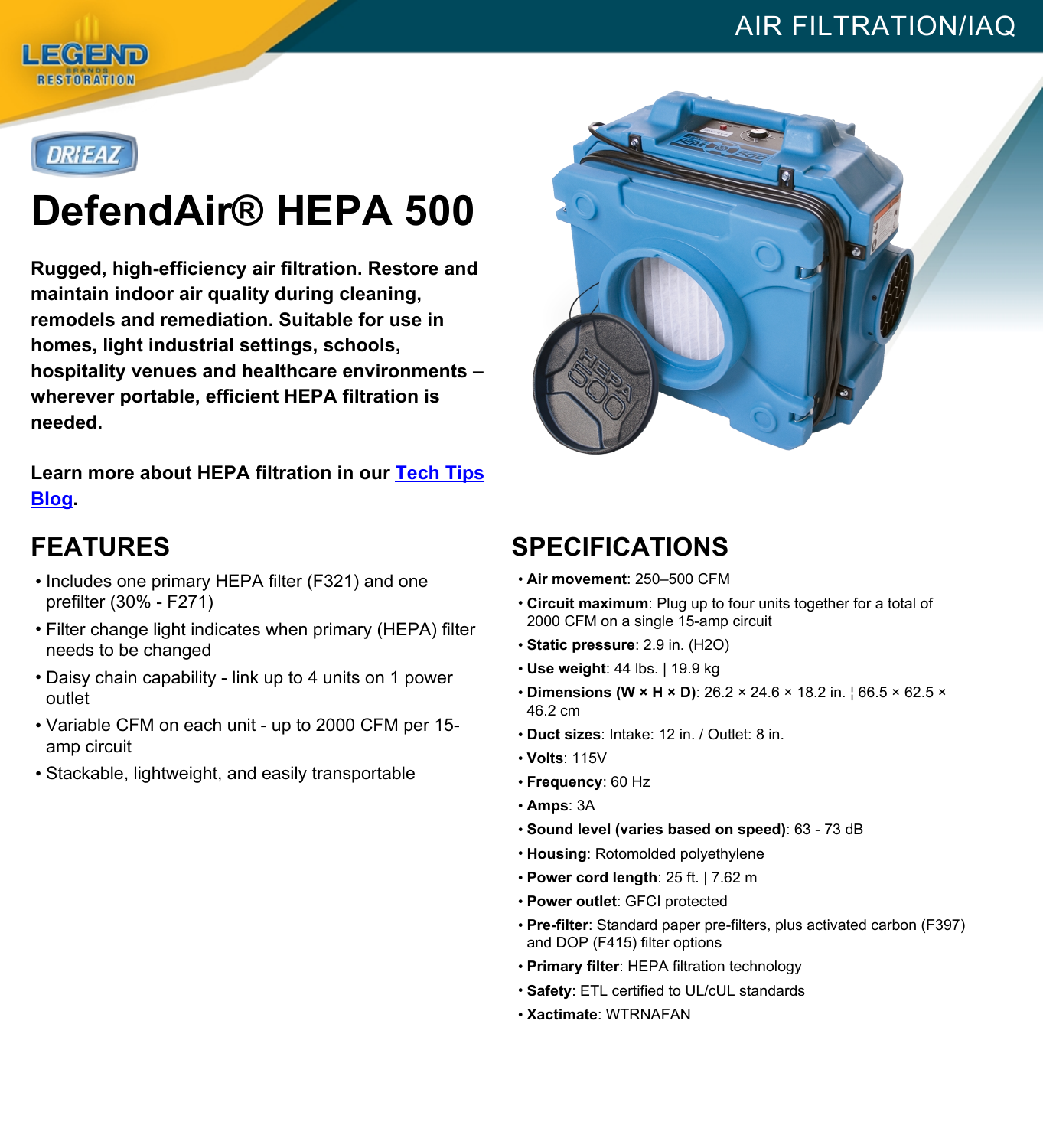AIR FILTRATION/IAQ

DRI-EAZ

# DefendAir® HEPA 500

**Rugged, high-efficiency air filtration. Restore and maintain indoor air quality during cleaning, remodels and remediation. Suitable for use in homes, light industrial settings, schools, hospitality venues and healthcare environments – wherever portable, efficient HEPA filtration is needed.**

**Learn more about HEPA filtration in our [Tech Tips Blog](#).**

## FEATURES

- Includes one primary HEPA filter (F321) and one prefilter (30% - F271)
- Filter change light indicates when primary (HEPA) filter needs to be changed
- Daisy chain capability - link up to 4 units on 1 power outlet
- Variable CFM on each unit - up to 2000 CFM per 15-amp circuit
- Stackable, lightweight, and easily transportable

## SPECIFICATIONS

- **Air movement**: 250–500 CFM
- **Circuit maximum**: Plug up to four units together for a total of 2000 CFM on a single 15-amp circuit
- **Static pressure**: 2.9 in. ($H_2O$)
- **Use weight**: 44 lbs. | 19.9 kg
- **Dimensions (W × H × D)**: 26.2 × 24.6 × 18.2 in. ¦ 66.5 × 62.5 × 46.2 cm
- **Duct sizes**: Intake: 12 in. / Outlet: 8 in.
- **Volts**: 115V
- **Frequency**: 60 Hz
- **Amps**: 3A
- **Sound level (varies based on speed)**: 63 - 73 dB
- **Housing**: Rotomolded polyethylene
- **Power cord length**: 25 ft. | 7.62 m
- **Power outlet**: GFCI protected
- **Pre-filter**: Standard paper pre-filters, plus activated carbon (F397) and DOP (F415) filter options
- **Primary filter**: HEPA filtration technology
- **Safety**: ETL certified to UL/cUL standards
- **Xactimate**: WTRNAFAN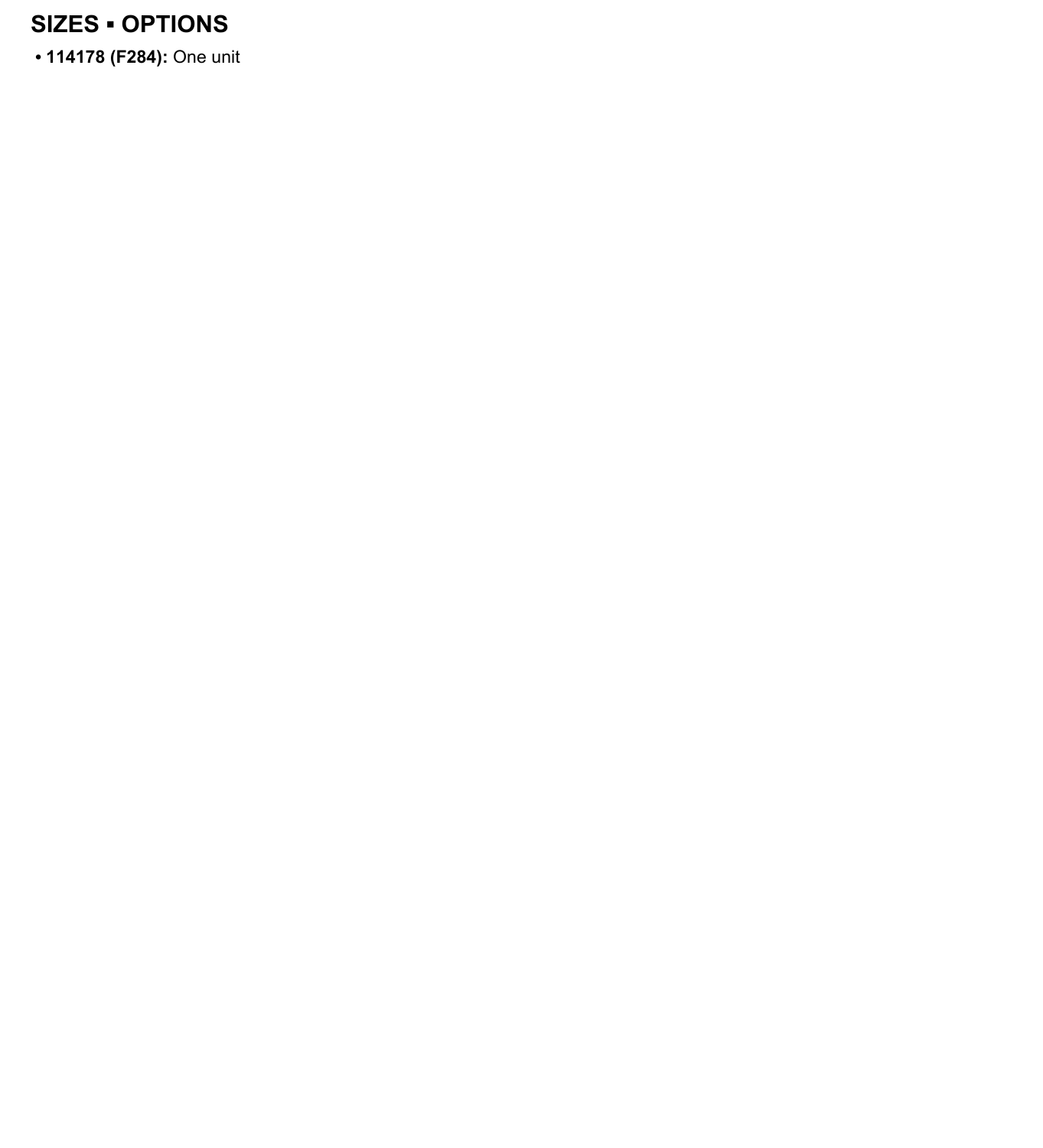## SIZES ▪ OPTIONS

- **114178 (F284):** One unit